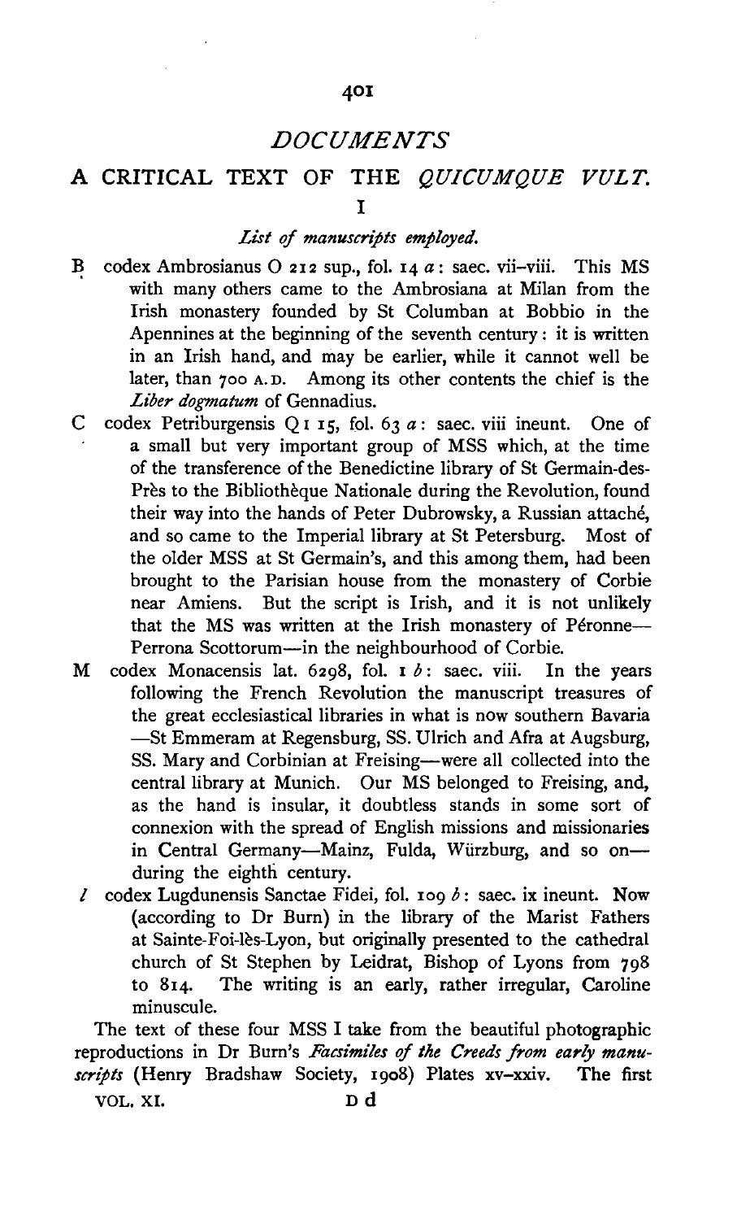# DOCUMENTS

## A CRITICAL TEXT OF THE *QUICUMQUE VULT.*

### I

*List of manuscripts employed.*

B codex Ambrosianus O 212 sup., fol. 14 *a*: saec. vii–viii. This MS with many others came to the Ambrosiana at Milan from the Irish monastery founded by St Columban at Bobbio in the Apennines at the beginning of the seventh century: it is written in an Irish hand, and may be earlier, while it cannot well be later, than 700 A.D. Among its other contents the chief is the *Liber dogmatum* of Gennadius.

C codex Petriburgensis Q I 15, fol. 63 *a*: saec. viii ineunt. One of a small but very important group of MSS which, at the time of the transference of the Benedictine library of St Germain-des-Près to the Bibliothèque Nationale during the Revolution, found their way into the hands of Peter Dubrowsky, a Russian attaché, and so came to the Imperial library at St Petersburg. Most of the older MSS at St Germain's, and this among them, had been brought to the Parisian house from the monastery of Corbie near Amiens. But the script is Irish, and it is not unlikely that the MS was written at the Irish monastery of Péronne—Perrona Scottorum—in the neighbourhood of Corbie.

M codex Monacensis lat. 6298, fol. 1 *b*: saec. viii. In the years following the French Revolution the manuscript treasures of the great ecclesiastical libraries in what is now southern Bavaria—St Emmeram at Regensburg, SS. Ulrich and Afra at Augsburg, SS. Mary and Corbinian at Freising—were all collected into the central library at Munich. Our MS belonged to Freising, and, as the hand is insular, it doubtless stands in some sort of connexion with the spread of English missions and missionaries in Central Germany—Mainz, Fulda, Würzburg, and so on—during the eighth century.

*l* codex Lugdunensis Sanctae Fidei, fol. 109 *b*: saec. ix ineunt. Now (according to Dr Burn) in the library of the Marist Fathers at Sainte-Foi-lès-Lyon, but originally presented to the cathedral church of St Stephen by Leidrat, Bishop of Lyons from 798 to 814. The writing is an early, rather irregular, Caroline minuscule.

The text of these four MSS I take from the beautiful photographic reproductions in Dr Burn's *Facsimiles of the Creeds from early manuscripts* (Henry Bradshaw Society, 1908) Plates xv–xxiv. The first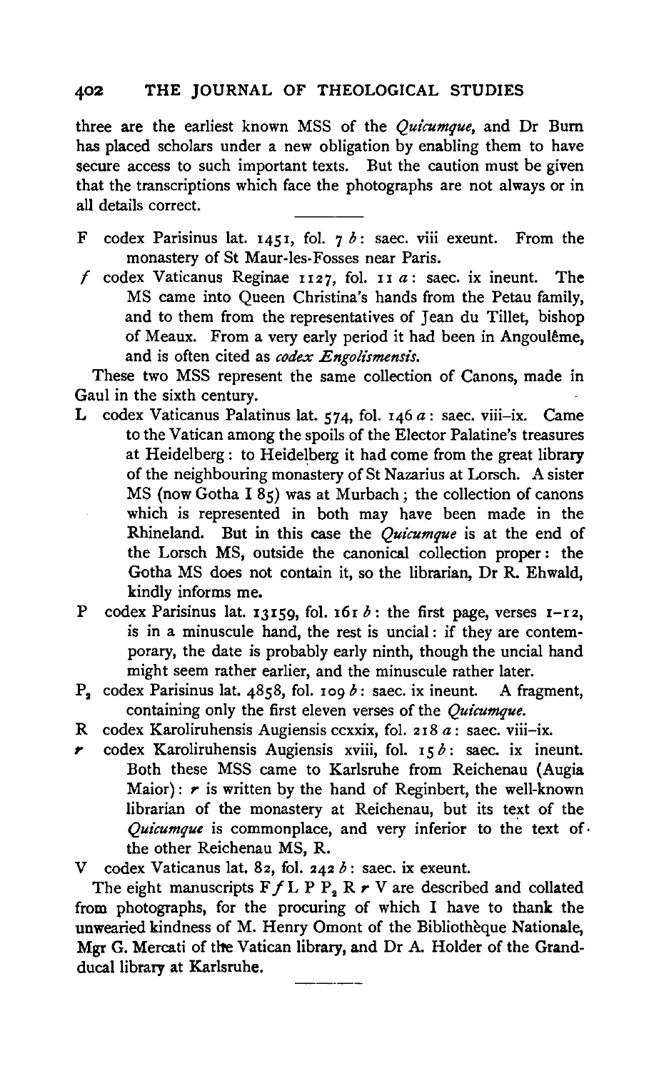three are the earliest known MSS of the *Quicumque*, and Dr Burn has placed scholars under a new obligation by enabling them to have secure access to such important texts. But the caution must be given that the transcriptions which face the photographs are not always or in all details correct.

---

F codex Parisinus lat. 1451, fol. 7 *b*: saec. viii exeunt. From the monastery of St Maur-les-Fosses near Paris.

*f* codex Vaticanus Reginae 1127, fol. 11 *a*: saec. ix ineunt. The MS came into Queen Christina's hands from the Petau family, and to them from the representatives of Jean du Tillet, bishop of Meaux. From a very early period it had been in Angoulême, and is often cited as *codex Engolismensis*.

These two MSS represent the same collection of Canons, made in Gaul in the sixth century.

L codex Vaticanus Palatinus lat. 574, fol. 146 *a*: saec. viii–ix. Came to the Vatican among the spoils of the Elector Palatine's treasures at Heidelberg: to Heidelberg it had come from the great library of the neighbouring monastery of St Nazarius at Lorsch. A sister MS (now Gotha I 85) was at Murbach; the collection of canons which is represented in both may have been made in the Rhineland. But in this case the *Quicumque* is at the end of the Lorsch MS, outside the canonical collection proper: the Gotha MS does not contain it, so the librarian, Dr R. Ehwald, kindly informs me.

P codex Parisinus lat. 13159, fol. 161 *b*: the first page, verses 1–12, is in a minuscule hand, the rest is uncial: if they are contemporary, the date is probably early ninth, though the uncial hand might seem rather earlier, and the minuscule rather later.

$P_2$ codex Parisinus lat. 4858, fol. 109 *b*: saec. ix ineunt. A fragment, containing only the first eleven verses of the *Quicumque*.

R codex Karoliruhensis Augiensis ccxxix, fol. 218 *a*: saec. viii–ix.

*r* codex Karoliruhensis Augiensis xviii, fol. 15 *b*: saec. ix ineunt. Both these MSS came to Karlsruhe from Reichenau (Augia Maior): *r* is written by the hand of Reginbert, the well-known librarian of the monastery at Reichenau, but its text of the *Quicumque* is commonplace, and very inferior to the text of the other Reichenau MS, R.

V codex Vaticanus lat. 82, fol. 242 *b*: saec. ix exeunt.

The eight manuscripts F *f* L P $P_2$ R *r* V are described and collated from photographs, for the procuring of which I have to thank the unwearied kindness of M. Henry Omont of the Bibliothèque Nationale, Mgr G. Mercati of the Vatican library, and Dr A. Holder of the Grand-ducal library at Karlsruhe.

---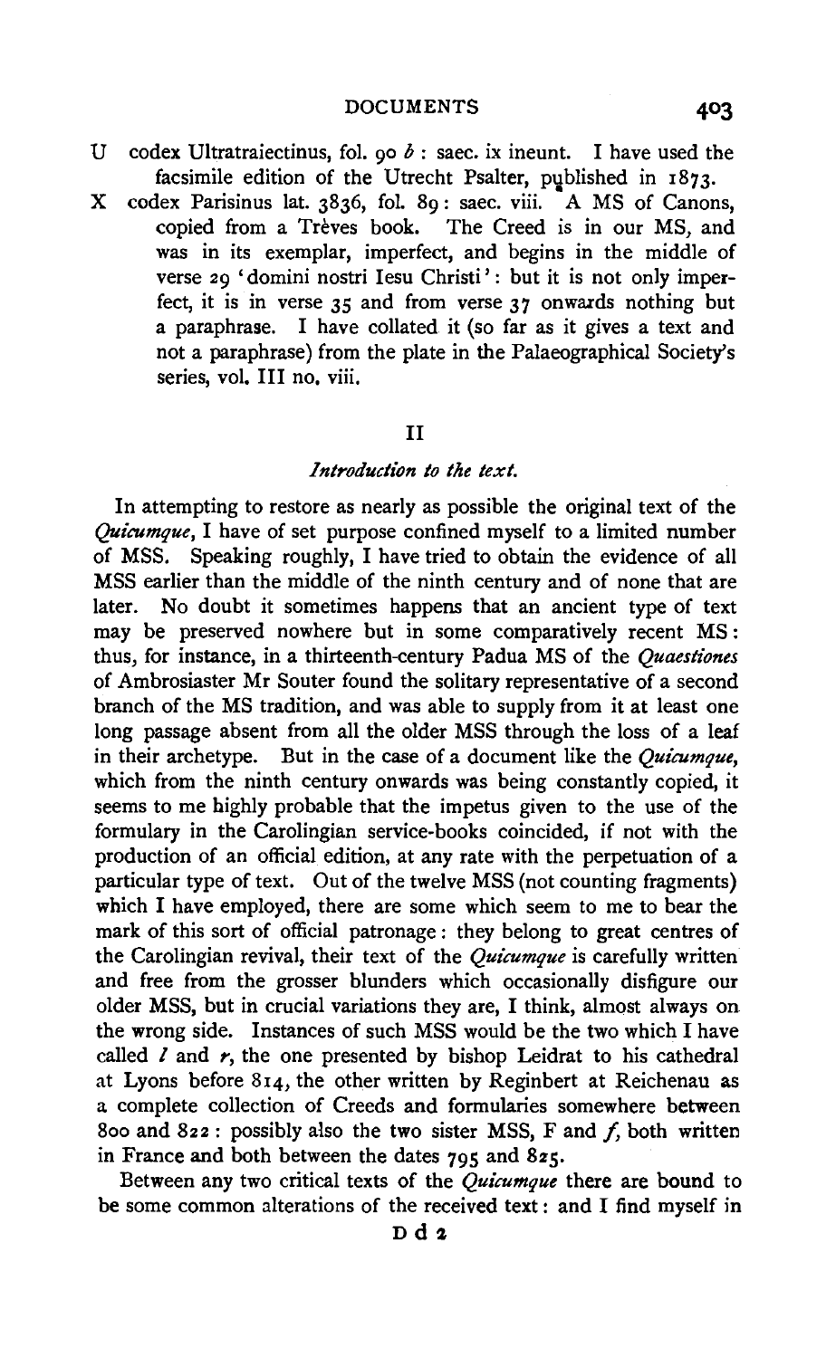U codex Ultratraiectinus, fol. 90 *b* : saec. ix ineunt. I have used the facsimile edition of the Utrecht Psalter, published in 1873.

X codex Parisinus lat. 3836, fol. 89 : saec. viii. A MS of Canons, copied from a Trèves book. The Creed is in our MS, and was in its exemplar, imperfect, and begins in the middle of verse 29 'domini nostri Iesu Christi' : but it is not only imperfect, it is in verse 35 and from verse 37 onwards nothing but a paraphrase. I have collated it (so far as it gives a text and not a paraphrase) from the plate in the Palaeographical Society's series, vol. III no. viii.

## II

### *Introduction to the text.*

In attempting to restore as nearly as possible the original text of the *Quicumque*, I have of set purpose confined myself to a limited number of MSS. Speaking roughly, I have tried to obtain the evidence of all MSS earlier than the middle of the ninth century and of none that are later. No doubt it sometimes happens that an ancient type of text may be preserved nowhere but in some comparatively recent MS : thus, for instance, in a thirteenth-century Padua MS of the *Quaestiones* of Ambrosiaster Mr Souter found the solitary representative of a second branch of the MS tradition, and was able to supply from it at least one long passage absent from all the older MSS through the loss of a leaf in their archetype. But in the case of a document like the *Quicumque*, which from the ninth century onwards was being constantly copied, it seems to me highly probable that the impetus given to the use of the formulary in the Carolingian service-books coincided, if not with the production of an official edition, at any rate with the perpetuation of a particular type of text. Out of the twelve MSS (not counting fragments) which I have employed, there are some which seem to me to bear the mark of this sort of official patronage : they belong to great centres of the Carolingian revival, their text of the *Quicumque* is carefully written and free from the grosser blunders which occasionally disfigure our older MSS, but in crucial variations they are, I think, almost always on the wrong side. Instances of such MSS would be the two which I have called *l* and *r*, the one presented by bishop Leidrat to his cathedral at Lyons before 814, the other written by Reginbert at Reichenau as a complete collection of Creeds and formularies somewhere between 800 and 822 : possibly also the two sister MSS, F and *f*, both written in France and both between the dates 795 and 825.

Between any two critical texts of the *Quicumque* there are bound to be some common alterations of the received text : and I find myself in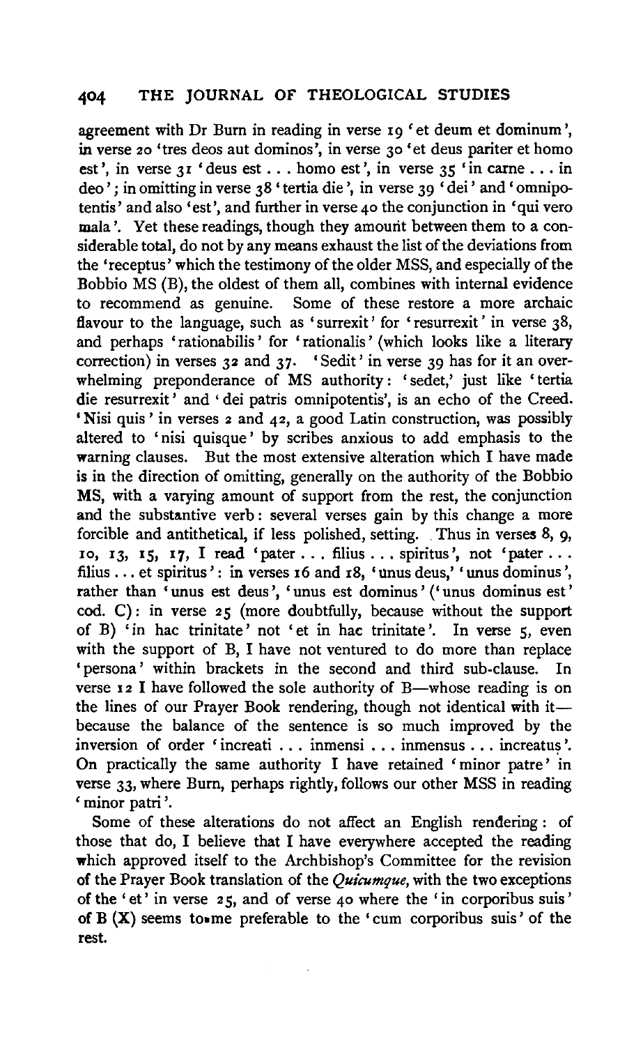agreement with Dr Burn in reading in verse 19 'et deum et dominum', in verse 20 'tres deos aut dominos', in verse 30 'et deus pariter et homo est', in verse 31 'deus est . . . homo est', in verse 35 'in carne . . . in deo'; in omitting in verse 38 'tertia die', in verse 39 'dei' and 'omnipotentis' and also 'est', and further in verse 40 the conjunction in 'qui vero mala'. Yet these readings, though they amount between them to a considerable total, do not by any means exhaust the list of the deviations from the 'receptus' which the testimony of the older MSS, and especially of the Bobbio MS (B), the oldest of them all, combines with internal evidence to recommend as genuine. Some of these restore a more archaic flavour to the language, such as 'surrexit' for 'resurrexit' in verse 38, and perhaps 'rationabilis' for 'rationalis' (which looks like a literary correction) in verses 32 and 37. 'Sedit' in verse 39 has for it an overwhelming preponderance of MS authority: 'sedet,' just like 'tertia die resurrexit' and 'dei patris omnipotentis', is an echo of the Creed. 'Nisi quis' in verses 2 and 42, a good Latin construction, was possibly altered to 'nisi quisque' by scribes anxious to add emphasis to the warning clauses. But the most extensive alteration which I have made is in the direction of omitting, generally on the authority of the Bobbio MS, with a varying amount of support from the rest, the conjunction and the substantive verb: several verses gain by this change a more forcible and antithetical, if less polished, setting. Thus in verses 8, 9, 10, 13, 15, 17, I read 'pater . . . filius . . . spiritus', not 'pater . . . filius . . . et spiritus': in verses 16 and 18, 'unus deus,' 'unus dominus', rather than 'unus est deus', 'unus est dominus' ('unus dominus est' cod. C): in verse 25 (more doubtfully, because without the support of B) 'in hac trinitate' not 'et in hac trinitate'. In verse 5, even with the support of B, I have not ventured to do more than replace 'persona' within brackets in the second and third sub-clause. In verse 12 I have followed the sole authority of B—whose reading is on the lines of our Prayer Book rendering, though not identical with it—because the balance of the sentence is so much improved by the inversion of order 'increati . . . inmensi . . . inmensus . . . increatus'. On practically the same authority I have retained 'minor patre' in verse 33, where Burn, perhaps rightly, follows our other MSS in reading 'minor patri'.

Some of these alterations do not affect an English rendering: of those that do, I believe that I have everywhere accepted the reading which approved itself to the Archbishop's Committee for the revision of the Prayer Book translation of the *Quicumque*, with the two exceptions of the 'et' in verse 25, and of verse 40 where the 'in corporibus suis' of B (X) seems to me preferable to the 'cum corporibus suis' of the rest.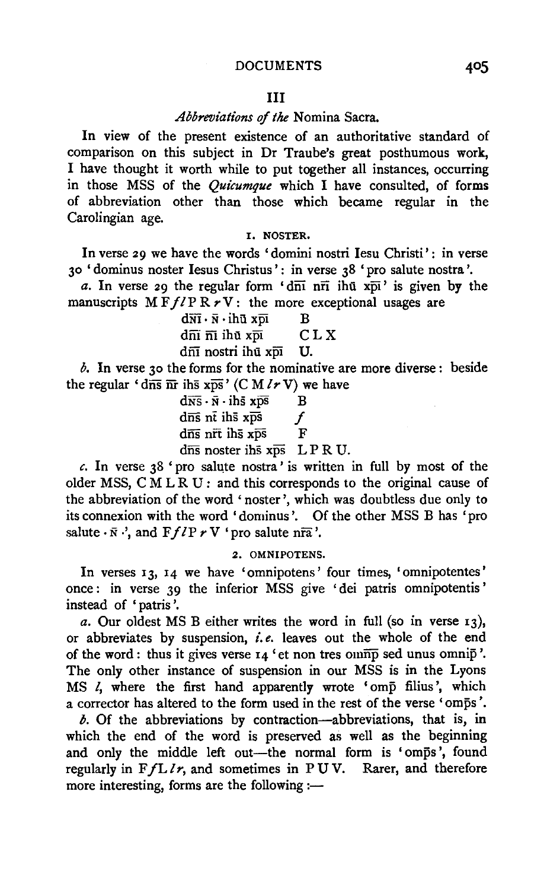## III

### *Abbreviations of the* Nomina Sacra.

In view of the present existence of an authoritative standard of comparison on this subject in Dr Traube's great posthumous work, I have thought it worth while to put together all instances, occurring in those MSS of the *Quicumque* which I have consulted, of forms of abbreviation other than those which became regular in the Carolingian age.

#### 1. NOSTER.

In verse 29 we have the words 'domini nostri Iesu Christi': in verse 30 'dominus noster Iesus Christus': in verse 38 'pro salute nostra'.

*a.* In verse 29 the regular form 'dn̄i nr̄i ihū xp̄i' is given by the manuscripts M F *f l* P R *r* V: the more exceptional usages are

| | |
|---|---|
| dn̄i · n̄ · ihū xp̄i | B |
| dn̄i n̄i ihū xp̄i | C L X |
| dn̄i nostri ihū xp̄i | U. |

*b.* In verse 30 the forms for the nominative are more diverse: beside the regular 'dn̄s nr̄ ihs̄ xp̄s' (C M *l r* V) we have

| | |
|---|---|
| dn̄s · n̄ · ihs̄ xp̄s | B |
| dn̄s nt̄ ihs̄ xp̄s | *f* |
| dn̄s nr̄t ihs̄ xp̄s | F |
| dn̄s noster ihs̄ xp̄s | L P R U. |

*c.* In verse 38 'pro salute nostra' is written in full by most of the older MSS, C M L R U: and this corresponds to the original cause of the abbreviation of the word 'noster', which was doubtless due only to its connexion with the word 'dominus'. Of the other MSS B has 'pro salute · n̄ ·', and F *f l* P *r* V 'pro salute nr̄a'.

#### 2. OMNIPOTENS.

In verses 13, 14 we have 'omnipotens' four times, 'omnipotentes' once: in verse 39 the inferior MSS give 'dei patris omnipotentis' instead of 'patris'.

*a.* Our oldest MS B either writes the word in full (so in verse 13), or abbreviates by suspension, *i. e.* leaves out the whole of the end of the word: thus it gives verse 14 'et non tres omn̄p sed unus omnip̄'. The only other instance of suspension in our MSS is in the Lyons MS *l*, where the first hand apparently wrote 'omp̄ filius', which a corrector has altered to the form used in the rest of the verse 'omp̄s'.

*b.* Of the abbreviations by contraction—abbreviations, that is, in which the end of the word is preserved as well as the beginning and only the middle left out—the normal form is 'omp̄s', found regularly in F *f* L *l r*, and sometimes in P U V. Rarer, and therefore more interesting, forms are the following:—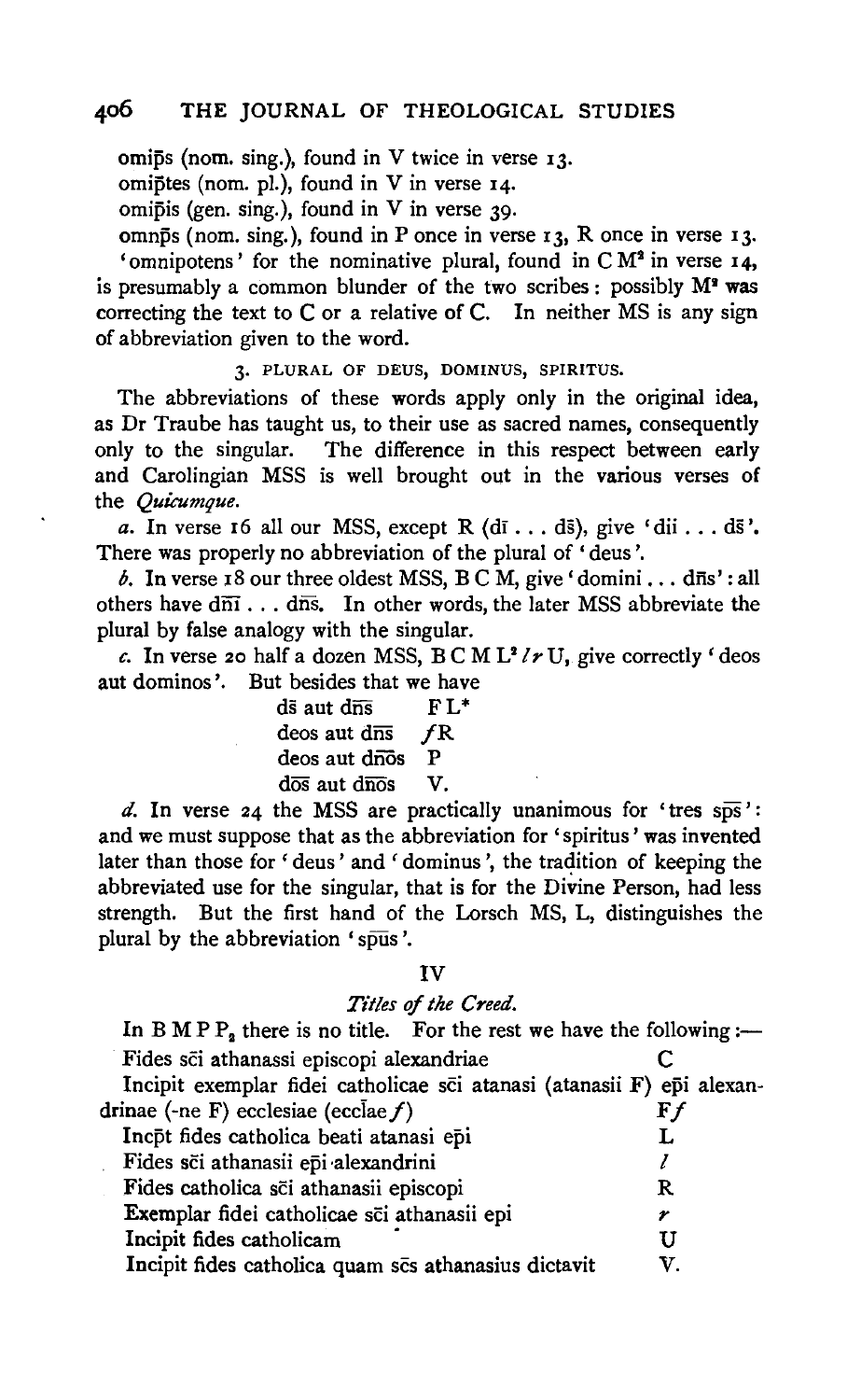omips (nom. sing.), found in V twice in verse 13.

omiptes (nom. pl.), found in V in verse 14.

omipis (gen. sing.), found in V in verse 39.

omnps (nom. sing.), found in P once in verse 13, R once in verse 13.

'omnipotens' for the nominative plural, found in C M[2] in verse 14, is presumably a common blunder of the two scribes: possibly M[2] was correcting the text to C or a relative of C. In neither MS is any sign of abbreviation given to the word.

### 3. PLURAL OF DEUS, DOMINUS, SPIRITUS.

The abbreviations of these words apply only in the original idea, as Dr Traube has taught us, to their use as sacred names, consequently only to the singular. The difference in this respect between early and Carolingian MSS is well brought out in the various verses of the *Quicumque*.

*a.* In verse 16 all our MSS, except R (dī . . . dš), give 'dii . . . dš'. There was properly no abbreviation of the plural of 'deus'.

*b.* In verse 18 our three oldest MSS, B C M, give 'domini . . . dn̄s': all others have dn̄ī . . . dn̄s. In other words, the later MSS abbreviate the plural by false analogy with the singular.

*c.* In verse 20 half a dozen MSS, B C M L[2] *l r* U, give correctly 'deos aut dominos'. But besides that we have

| | |
|---|---|
| dš aut dn̄s | F L* |
| deos aut dn̄s | *f* R |
| deos aut dn̄os | P |
| dōs aut dn̄os | V. |

*d.* In verse 24 the MSS are practically unanimous for 'tres sp̄s': and we must suppose that as the abbreviation for 'spiritus' was invented later than those for 'deus' and 'dominus', the tradition of keeping the abbreviated use for the singular, that is for the Divine Person, had less strength. But the first hand of the Lorsch MS, L, distinguishes the plural by the abbreviation 'spūs'.

## IV

### *Titles of the Creed.*

In B M P $P_2$ there is no title. For the rest we have the following:—

| | |
|---|---|
| Fides sc̄i athanassi episcopi alexandriae | C |
| Incipit exemplar fidei catholicae sc̄i atanasi (atanasii F) ep̄i alexandrinae (-ne F) ecclesiae (ecclae *f*) | F *f* |
| Incp̄t fides catholica beati atanasi ep̄i | L |
| Fides sc̄i athanasii ep̄i alexandrini | *l* |
| Fides catholica sc̄i athanasii episcopi | R |
| Exemplar fidei catholicae sc̄i athanasii epi | *r* |
| Incipit fides catholicam | U |
| Incipit fides catholica quam sc̄s athanasius dictavit | V. |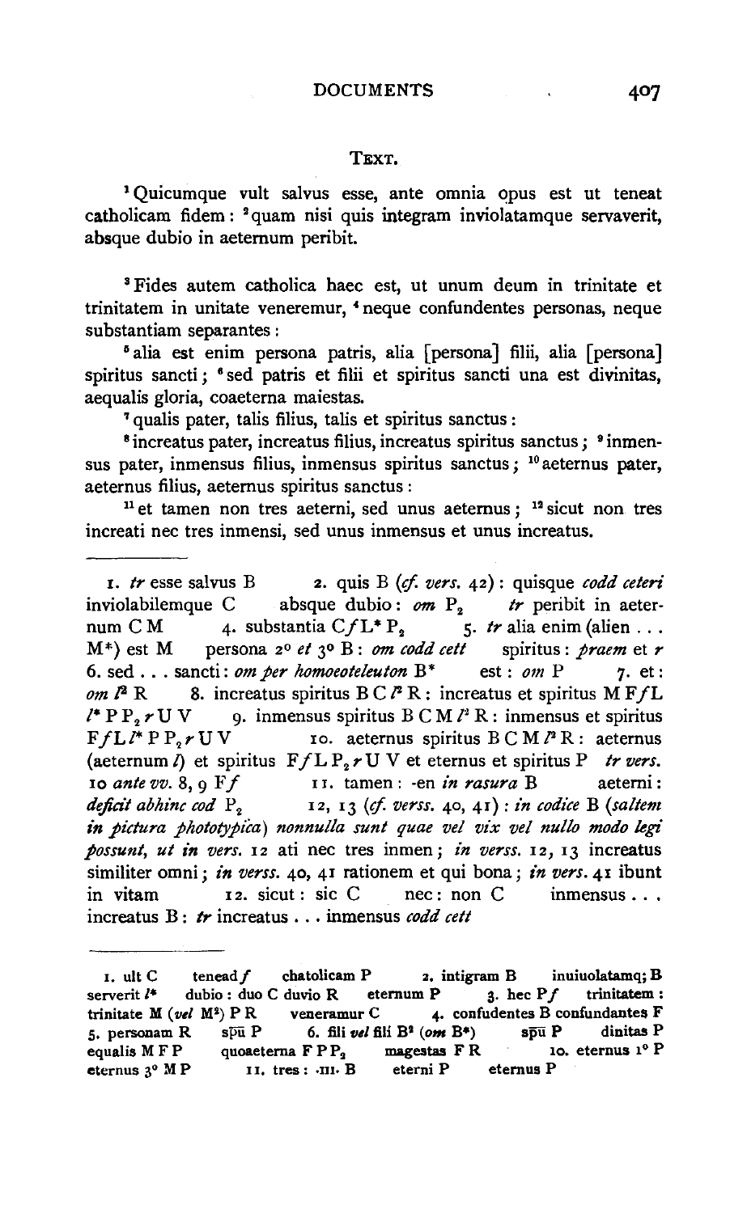## Text.

[1] Quicumque vult salvus esse, ante omnia opus est ut teneat catholicam fidem: [2] quam nisi quis integram inviolatamque servaverit, absque dubio in aeternum peribit.

[3] Fides autem catholica haec est, ut unum deum in trinitate et trinitatem in unitate veneremur, [4] neque confundentes personas, neque substantiam separantes:

[5] alia est enim persona patris, alia [persona] filii, alia [persona] spiritus sancti; [6] sed patris et filii et spiritus sancti una est divinitas, aequalis gloria, coaeterna maiestas.

[7] qualis pater, talis filius, talis et spiritus sanctus:

[8] increatus pater, increatus filius, increatus spiritus sanctus; [9] inmensus pater, inmensus filius, inmensus spiritus sanctus; [10] aeternus pater, aeternus filius, aeternus spiritus sanctus:

[11] et tamen non tres aeterni, sed unus aeternus; [12] sicut non tres increati nec tres inmensi, sed unus inmensus et unus increatus.

---

1. *tr* esse salvus B 2. quis B (*cf. vers.* 42): quisque *codd ceteri* inviolabilemque C absque dubio: *om* $P_2$ *tr* peribit in aeternum C M 4. substantia C *f* L* $P_2$ 5. *tr* alia enim (alien ... M*) est M persona 2° *et* 3° B: *om codd cett* spiritus: *praem* et *r* 6. sed ... sancti: *om per homoeoteleuton* B* est: *om* P 7. et: *om* $l^2$ R 8. increatus spiritus B C $l^2$ R: increatus et spiritus M F *f* L $l^*$ P $P_2$ *r* U V 9. inmensus spiritus B C M $l^2$ R: inmensus et spiritus F *f* L $l^*$ P $P_2$ *r* U V 10. aeternus spiritus B C M $l^2$ R: aeternus (aeternum *l*) et spiritus F *f* L $P_2$ *r* U V et eternus et spiritus P *tr vers.* 10 *ante vv.* 8, 9 F *f* 11. tamen: -en *in rasura* B aeterni: *deficit abhinc cod* $P_2$ 12, 13 (*cf. verss.* 40, 41): *in codice* B (*saltem in pictura phototypica*) *nonnulla sunt quae vel vix vel nullo modo legi possunt, ut in vers.* 12 ati nec tres inmen; *in verss.* 12, 13 increatus similiter omni; *in verss.* 40, 41 rationem et qui bona; *in vers.* 41 ibunt in vitam 12. sicut: sic C nec: non C inmensus ... increatus B: *tr* increatus ... inmensus *codd cett*

---

1. ult C tenead *f* chatolicam P 2. intigram B inuiuolatamq; B serverit $l^*$ dubio: duo C duvio R eternum P 3. hec P *f* trinitatem: trinitate M (*vel* M²) P R veneramur C 4. confudentes B confundantes F 5. personam R spū P 6. fili *vel* fili B² (*om* B*) spū P dinitas P equalis M F P quoaeterna F P $P_2$ magestas F R 10. eternus 1° P eternus 3° M P 11. tres: ·III· B eterni P eternus P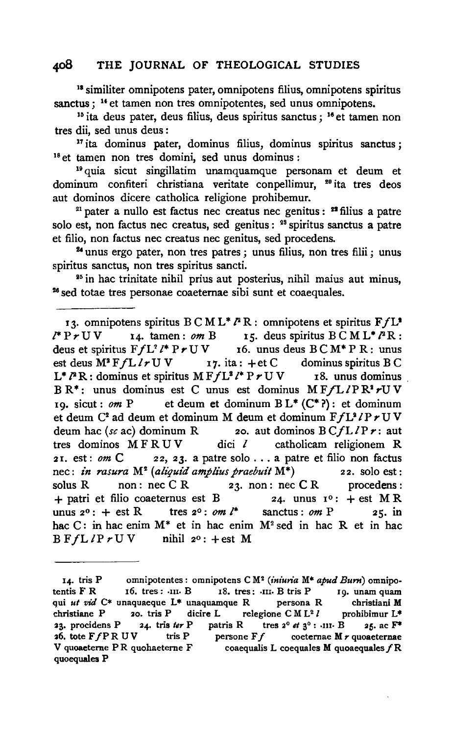[13] similiter omnipotens pater, omnipotens filius, omnipotens spiritus sanctus; [14] et tamen non tres omnipotentes, sed unus omnipotens.

[15] ita deus pater, deus filius, deus spiritus sanctus; [16] et tamen non tres dii, sed unus deus:

[17] ita dominus pater, dominus filius, dominus spiritus sanctus; [18] et tamen non tres domini, sed unus dominus:

[19] quia sicut singillatim unamquamque personam et deum et dominum confiteri christiana veritate conpellimur, [20] ita tres deos aut dominos dicere catholica religione prohibemur.

[21] pater a nullo est factus nec creatus nec genitus: [22] filius a patre solo est, non factus nec creatus, sed genitus: [23] spiritus sanctus a patre et filio, non factus nec creatus nec genitus, sed procedens.

[24] unus ergo pater, non tres patres; unus filius, non tres filii; unus spiritus sanctus, non tres spiritus sancti.

[25] in hac trinitate nihil prius aut posterius, nihil maius aut minus, [26] sed totae tres personae coaeternae sibi sunt et coaequales.

---

13. omnipotens spiritus B C M L* $l^2$ R: omnipotens et spiritus F $f$ L$^2$ $l$* P $r$ U V  14. tamen: *om* B  15. deus spiritus B C M L* $l^2$ R: deus et spiritus F $f$ L$^2$ $l$* P $r$ U V  16. unus deus B C M* P R: unus est deus M$^2$ F $f$ L $l$ $r$ U V  17. ita: + et C  dominus spiritus B C L* $l^2$ R: dominus et spiritus M F $f$ L$^2$ $l$* P $r$ U V  18. unus dominus B R*: unus dominus est C unus est dominus M F $f$ L $l$ P R$^2$ $r$ U V  19. sicut: *om* P  et deum et dominum B L* (C*?): et dominum et deum C$^2$ ad deum et dominum M deum et dominum F $f$ L$^2$ $l$ P $r$ U V deum hac (*sc* ac) dominum R  20. aut dominos B C $f$ L $l$ P $r$: aut tres dominos M F R U V  dici $l$  catholicam religionem R  21. est: *om* C  22, 23. a patre solo . . . a patre et filio non factus nec: *in rasura* M$^2$ (*aliquid amplius praebuit* M*)  22. solo est: solus R  non: nec C R  23. non: nec C R  procedens: + patri et filio coaeternus est B  24. unus 1°: + est M R  unus 2°: + est R  tres 2°: *om* $l$*  sanctus: *om* P  25. in hac C: in hac enim M* et in hac enim M$^2$ sed in hac R et in hac B F $f$ L $l$ P $r$ U V  nihil 2°: + est M

---

14. tris P  omnipotentes: omnipotens C M$^2$ (*iniuria* M* *apud Burn*) omnipotentis F R  16. tres: ·III· B  18. tres: ·III· B tris P  19. unam quam qui *ut vid* C* unaquaeque L* unaquamque R  persona R  christiani M christiane P  20. tris P  dicire L  relegione C M L$^2$ $l$  prohibimur L*  23. procidens P  24. tris *ter* P  patris R  tres 2° *et* 3°: ·III· B  25. ac F*  26. tote F $f$ P R U V  tris P  persone F $f$  coeternae M $r$ quoaeternae V quoaeterne P R quohaeterne F  coaequalis L coequales M quoaequales $f$ R quoequales P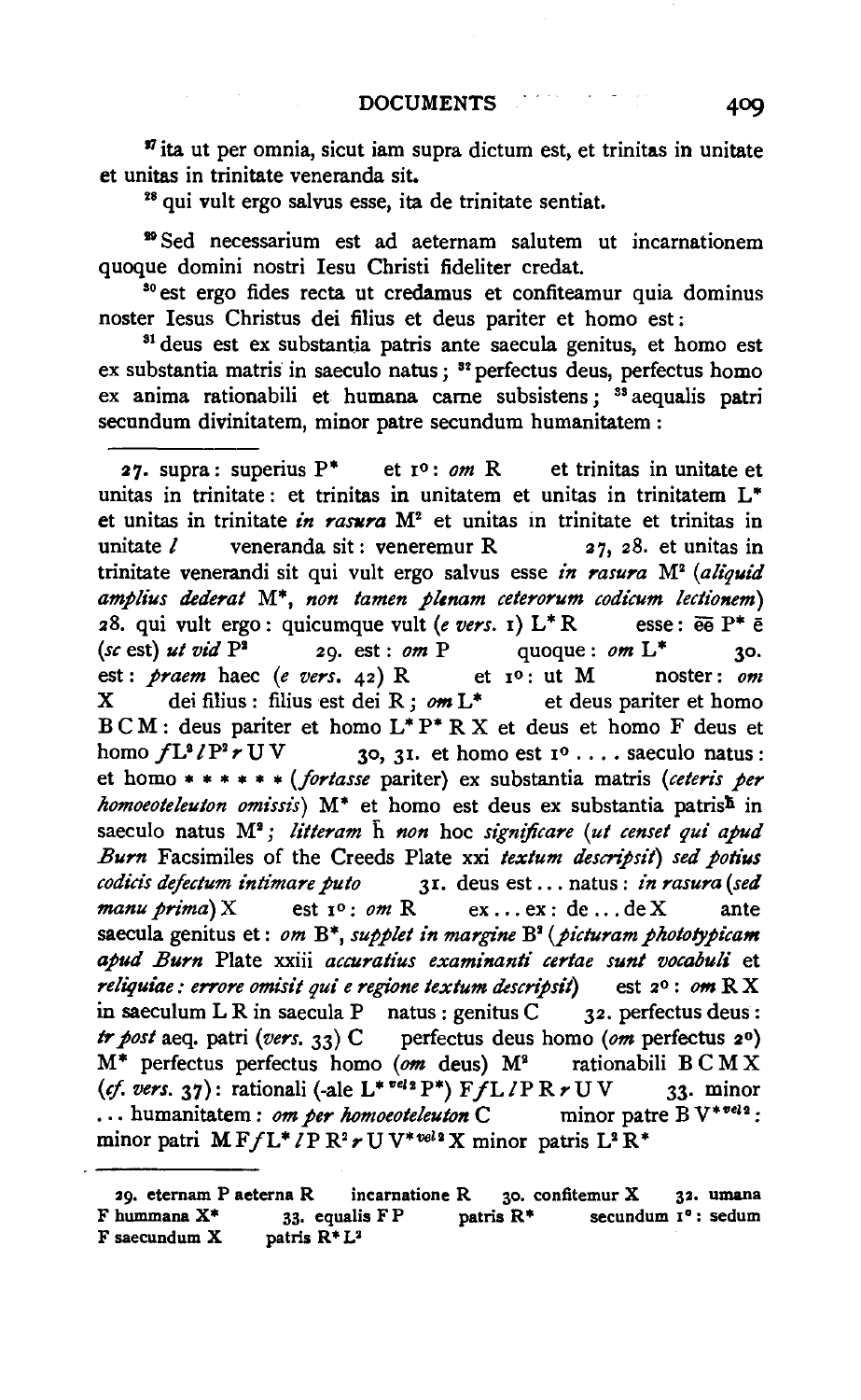[27] ita ut per omnia, sicut iam supra dictum est, et trinitas in unitate et unitas in trinitate veneranda sit.

[28] qui vult ergo salvus esse, ita de trinitate sentiat.

[29] Sed necessarium est ad aeternam salutem ut incarnationem quoque domini nostri Iesu Christi fideliter credat.

[30] est ergo fides recta ut credamus et confiteamur quia dominus noster Iesus Christus dei filius et deus pariter et homo est:

[31] deus est ex substantia patris ante saecula genitus, et homo est ex substantia matris in saeculo natus; [32] perfectus deus, perfectus homo ex anima rationabili et humana carne subsistens; [33] aequalis patri secundum divinitatem, minor patre secundum humanitatem:

---

27. supra: superius P* et 1°: *om* R et trinitas in unitate et unitas in trinitate: et trinitas in unitatem et unitas in trinitatem L* et unitas in trinitate *in rasura* M² et unitas in trinitate et trinitas in unitate *l* veneranda sit: veneremur R 27, 28. et unitas in trinitate venerandi sit qui vult ergo salvus esse *in rasura* M² (*aliquid amplius dederat* M*, *non tamen plenam ceterorum codicum lectionem*) 28. qui vult ergo: quicumque vult (*e vers.* 1) L* R esse: ēē P* ē (*sc* est) *ut vid* P² 29. est: *om* P quoque: *om* L* 30. est: *praem* haec (*e vers.* 42) R et 1°: ut M noster: *om* X dei filius: filius est dei R; *om* L* et deus pariter et homo B C M: deus pariter et homo L* P* R X et deus et homo F deus et homo *f* L² *l* P² *r* U V 30, 31. et homo est 1° .... saeculo natus: et homo * * * * * * (*fortasse* pariter) ex substantia matris (*ceteris per homoeoteleuton omissis*) M* et homo est deus ex substantia patris h̄ in saeculo natus M²; *litteram* h̄ *non* hoc *significare* (*ut censet qui apud Burn* Facsimiles of the Creeds Plate xxi *textum descripsit*) *sed potius codicis defectum intimare puto* 31. deus est ... natus: *in rasura* (*sed manu prima*) X est 1°: *om* R ex ... ex: de ... de X ante saecula genitus et: *om* B*, *supplet in margine* B² (*picturam phototypicam apud Burn* Plate xxiii *accuratius examinanti certae sunt vocabuli et reliquiae: errore omisit qui e regione textum descripsit*) est 2°: *om* R X in saeculum L R in saecula P natus: genitus C 32. perfectus deus: *tr post* aeq. patri (*vers.* 33) C perfectus deus homo (*om* perfectus 2°) M* perfectus perfectus homo (*om* deus) M² rationabili B C M X (*cf. vers.* 37): rationali (-ale L* ^vel 2^ P*) F *f* L *l* P R *r* U V 33. minor ... humanitatem: *om per homoeoteleuton* C minor patre B V* ^vel 2^: minor patri M F *f* L* *l* P R² *r* U V* ^vel 2^ X minor patris L² R*

---

29. eternam P aeterna R incarnatione R 30. confitemur X 32. umana F hummana X* 33. equalis F P patris R* secundum 1°: sedum F saecundum X patris R* L²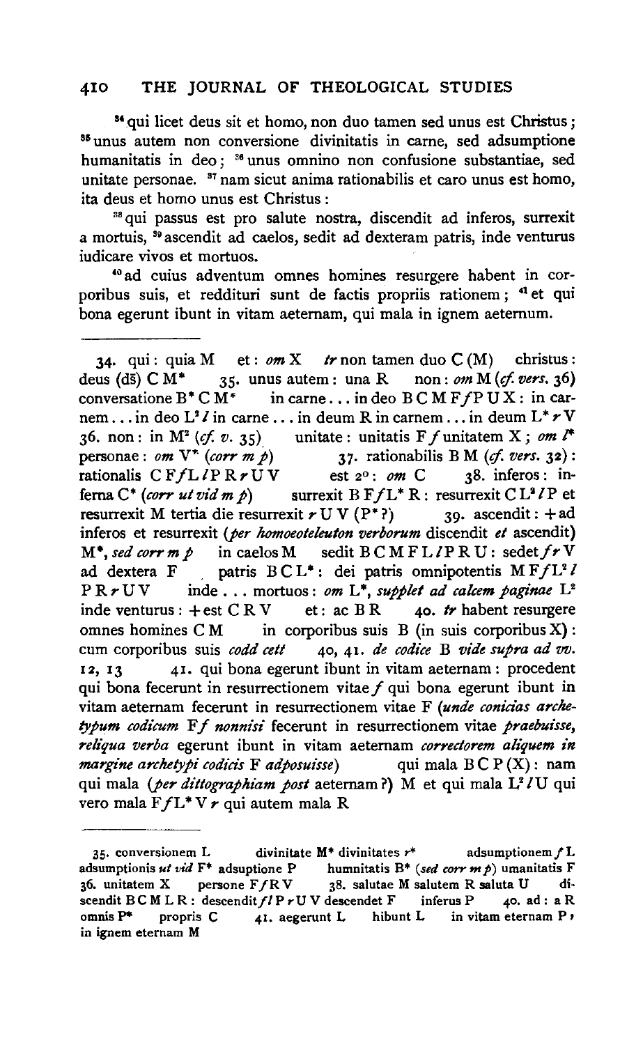[34] qui licet deus sit et homo, non duo tamen sed unus est Christus; [35] unus autem non conversione divinitatis in carne, sed adsumptione humanitatis in deo; [36] unus omnino non confusione substantiae, sed unitate personae. [37] nam sicut anima rationabilis et caro unus est homo, ita deus et homo unus est Christus:

[38] qui passus est pro salute nostra, discendit ad inferos, surrexit a mortuis, [39] ascendit ad caelos, sedit ad dexteram patris, inde venturus iudicare vivos et mortuos.

[40] ad cuius adventum omnes homines resurgere habent in corporibus suis, et reddituri sunt de factis propriis rationem; [41] et qui bona egerunt ibunt in vitam aeternam, qui mala in ignem aeternum.

---

34. qui: quia M  et: *om* X  *tr* non tamen duo C (M)  christus: deus (ds̄) C M*  35. unus autem: una R  non: *om* M (*cf. vers.* 36) conversatione B* C M*  in carne ... in deo B C M F *f* P U X: in carnem ... in deo L² *l* in carne ... in deum R in carnem ... in deum L* *r* V  36. non: in M² (*cf. v.* 35)  unitate: unitatis F *f* unitatem X; *om* *l** personae: *om* V* (*corr m p*)  37. rationabilis B M (*cf. vers.* 32): rationalis C F *f* L *l* P R *r* U V  est 2°: *om* C  38. inferos: inferna C* (*corr ut vid m p*)  surrexit B F *f* L* R: resurrexit C L² *l* P et resurrexit M tertia die resurrexit *r* U V (P*?)  39. ascendit: + ad inferos et resurrexit (*per homoeoteleuton verborum* discendit *et* ascendit) M*, *sed corr m p*  in caelos M  sedit B C M F L *l* P R U: sedet *f* *r* V ad dextera F  patris B C L*: dei patris omnipotentis M F *f* L² *l* P R *r* U V  inde ... mortuos: *om* L*, *supplet ad calcem paginae* L² inde venturus: + est C R V  et: ac B R  40. *tr* habent resurgere omnes homines C M  in corporibus suis B (in suis corporibus X): cum corporibus suis *codd cett*  40, 41. *de codice* B *vide supra ad vv.* 12, 13  41. qui bona egerunt ibunt in vitam aeternam: procedent qui bona fecerunt in resurrectionem vitae *f* qui bona egerunt ibunt in vitam aeternam fecerunt in resurrectionem vitae F (*unde conicias archetypum codicum* F *f* *nonnisi* fecerunt in resurrectionem vitae *praebuisse, reliqua verba* egerunt ibunt in vitam aeternam *correctorem aliquem in margine archetypi codicis* F *adposuisse*)  qui mala B C P (X): nam qui mala (*per dittographiam post* aeternam?) M et qui mala L² *l* U qui vero mala F *f* L* V *r* qui autem mala R

---

35. conversionem L  divinitate M* divinitates *r**  adsumptionem *f* L adsumptionis *ut vid* F* adsuptione P  humnitatis B* (*sed corr m p*) umanitatis F  36. unitatem X  persone F *f* R V  38. salutae M salutem R saluta U  discendit B C M L R: descendit *f* *l* P *r* U V descendet F  inferus P  40. ad: a R omnis P*  propris C  41. aegerunt L  hibunt L  in vitam eternam P *r* in ignem eternam M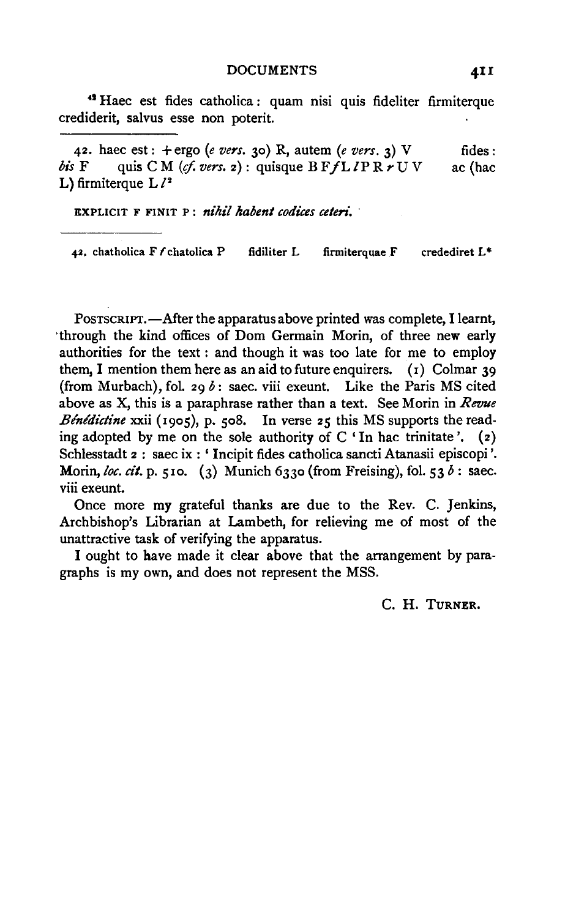[42] Haec est fides catholica: quam nisi quis fideliter firmiterque crediderit, salvus esse non poterit.

---

42. haec est: + ergo (*e vers.* 30) R, autem (*e vers.* 3) V fides: *bis* F quis C M (*cf. vers.* 2): quisque B F *f* L *l* P R *r* U V ac (hac L) firmiterque L *l*[2]

EXPLICIT F FINIT P: *nihil habent codices ceteri.*

---

42. chatholica F *f* chatolica P fidiliter L firmiterquae F credediret L*

POSTSCRIPT.—After the apparatus above printed was complete, I learnt, through the kind offices of Dom Germain Morin, of three new early authorities for the text: and though it was too late for me to employ them, I mention them here as an aid to future enquirers. (1) Colmar 39 (from Murbach), fol. 29 *b*: saec. viii exeunt. Like the Paris MS cited above as X, this is a paraphrase rather than a text. See Morin in *Revue Bénédictine* xxii (1905), p. 508. In verse 25 this MS supports the reading adopted by me on the sole authority of C 'In hac trinitate'. (2) Schlesstadt 2: saec ix: 'Incipit fides catholica sancti Atanasii episcopi'. Morin, *loc. cit.* p. 510. (3) Munich 6330 (from Freising), fol. 53 *b*: saec. viii exeunt.

Once more my grateful thanks are due to the Rev. C. Jenkins, Archbishop's Librarian at Lambeth, for relieving me of most of the unattractive task of verifying the apparatus.

I ought to have made it clear above that the arrangement by paragraphs is my own, and does not represent the MSS.

C. H. TURNER.